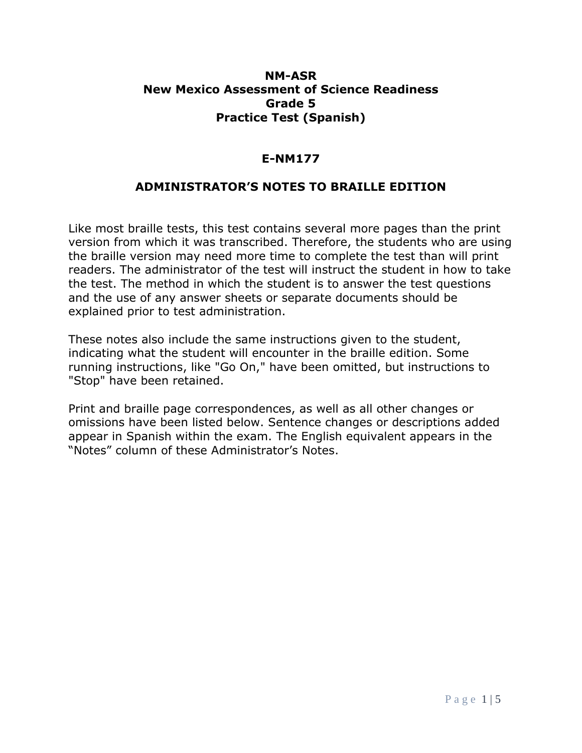# NM-ASR
# New Mexico Assessment of Science Readiness
# Grade 5
# Practice Test (Spanish)

## E-NM177

## ADMINISTRATOR'S NOTES TO BRAILLE EDITION

Like most braille tests, this test contains several more pages than the print version from which it was transcribed. Therefore, the students who are using the braille version may need more time to complete the test than will print readers. The administrator of the test will instruct the student in how to take the test. The method in which the student is to answer the test questions and the use of any answer sheets or separate documents should be explained prior to test administration.

These notes also include the same instructions given to the student, indicating what the student will encounter in the braille edition. Some running instructions, like "Go On," have been omitted, but instructions to "Stop" have been retained.

Print and braille page correspondences, as well as all other changes or omissions have been listed below. Sentence changes or descriptions added appear in Spanish within the exam. The English equivalent appears in the "Notes" column of these Administrator's Notes.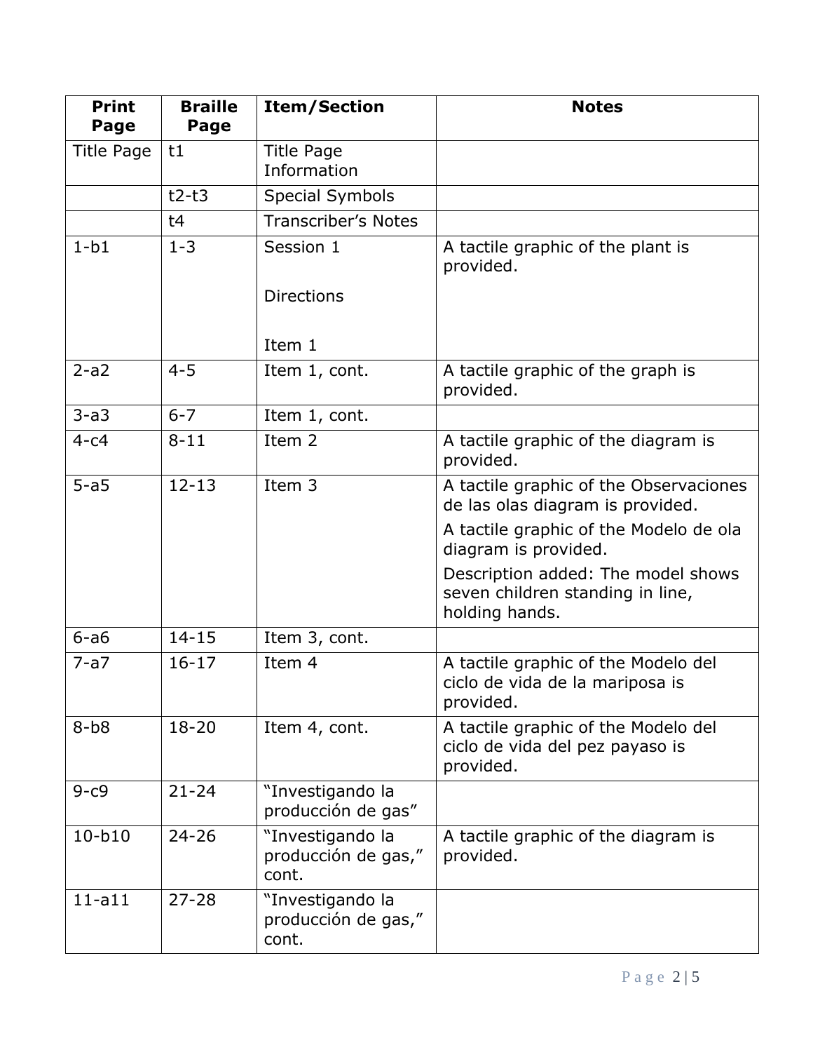| Print Page | Braille Page | Item/Section | Notes |
|---|---|---|---|
| Title Page | t1 | Title Page Information | |
| | t2-t3 | Special Symbols | |
| | t4 | Transcriber's Notes | |
| 1-b1 | 1-3 | Session 1<br><br>Directions<br><br>Item 1 | A tactile graphic of the plant is provided. |
| 2-a2 | 4-5 | Item 1, cont. | A tactile graphic of the graph is provided. |
| 3-a3 | 6-7 | Item 1, cont. | |
| 4-c4 | 8-11 | Item 2 | A tactile graphic of the diagram is provided. |
| 5-a5 | 12-13 | Item 3 | A tactile graphic of the Observaciones de las olas diagram is provided.<br>A tactile graphic of the Modelo de ola diagram is provided.<br>Description added: The model shows seven children standing in line, holding hands. |
| 6-a6 | 14-15 | Item 3, cont. | |
| 7-a7 | 16-17 | Item 4 | A tactile graphic of the Modelo del ciclo de vida de la mariposa is provided. |
| 8-b8 | 18-20 | Item 4, cont. | A tactile graphic of the Modelo del ciclo de vida del pez payaso is provided. |
| 9-c9 | 21-24 | "Investigando la producción de gas" | |
| 10-b10 | 24-26 | "Investigando la producción de gas," cont. | A tactile graphic of the diagram is provided. |
| 11-a11 | 27-28 | "Investigando la producción de gas," cont. | |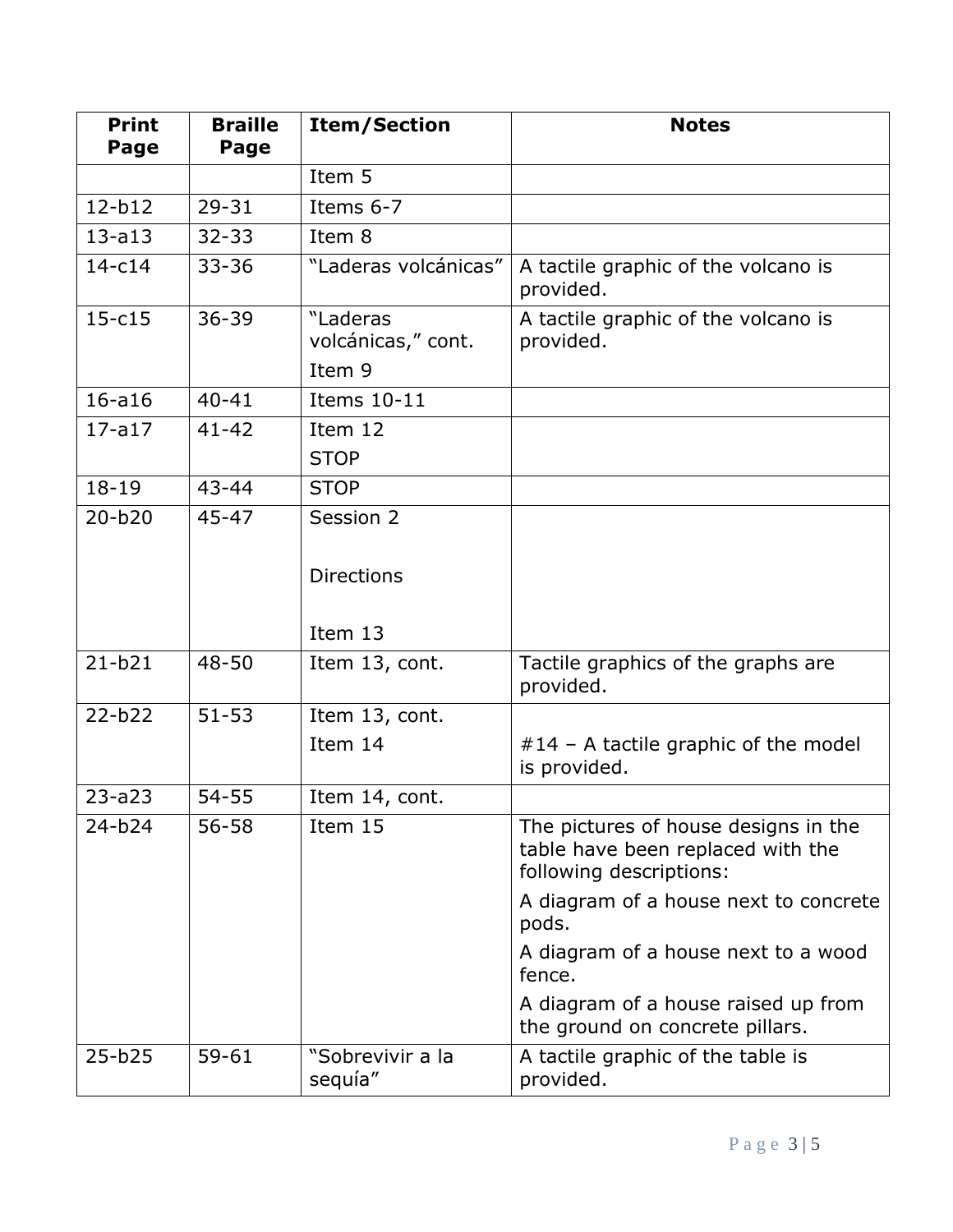| Print Page | Braille Page | Item/Section | Notes |
|---|---|---|---|
| | | Item 5 | |
| 12-b12 | 29-31 | Items 6-7 | |
| 13-a13 | 32-33 | Item 8 | |
| 14-c14 | 33-36 | “Laderas volcánicas” | A tactile graphic of the volcano is provided. |
| 15-c15 | 36-39 | “Laderas volcánicas,” cont.<br>Item 9 | A tactile graphic of the volcano is provided. |
| 16-a16 | 40-41 | Items 10-11 | |
| 17-a17 | 41-42 | Item 12<br>STOP | |
| 18-19 | 43-44 | STOP | |
| 20-b20 | 45-47 | Session 2<br>Directions<br>Item 13 | |
| 21-b21 | 48-50 | Item 13, cont. | Tactile graphics of the graphs are provided. |
| 22-b22 | 51-53 | Item 13, cont.<br>Item 14 | #14 – A tactile graphic of the model is provided. |
| 23-a23 | 54-55 | Item 14, cont. | |
| 24-b24 | 56-58 | Item 15 | The pictures of house designs in the table have been replaced with the following descriptions:<br>A diagram of a house next to concrete pods.<br>A diagram of a house next to a wood fence.<br>A diagram of a house raised up from the ground on concrete pillars. |
| 25-b25 | 59-61 | “Sobrevivir a la sequía” | A tactile graphic of the table is provided. |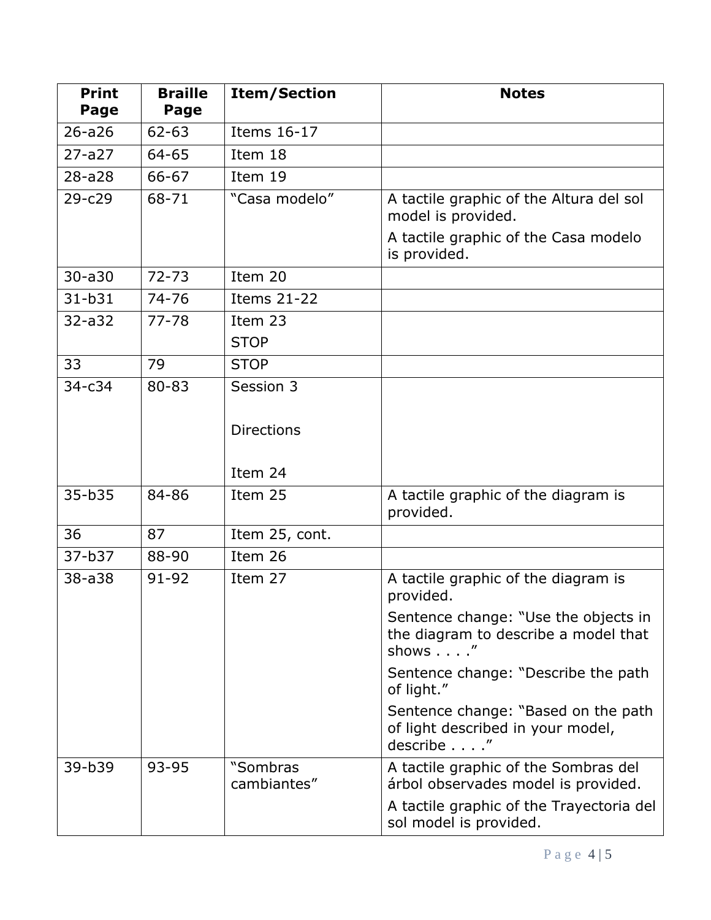| Print Page | Braille Page | Item/Section | Notes |
|---|---|---|---|
| 26-a26 | 62-63 | Items 16-17 | |
| 27-a27 | 64-65 | Item 18 | |
| 28-a28 | 66-67 | Item 19 | |
| 29-c29 | 68-71 | “Casa modelo” | A tactile graphic of the Altura del sol model is provided.<br>A tactile graphic of the Casa modelo is provided. |
| 30-a30 | 72-73 | Item 20 | |
| 31-b31 | 74-76 | Items 21-22 | |
| 32-a32 | 77-78 | Item 23<br>STOP | |
| 33 | 79 | STOP | |
| 34-c34 | 80-83 | Session 3<br><br>Directions<br><br>Item 24 | |
| 35-b35 | 84-86 | Item 25 | A tactile graphic of the diagram is provided. |
| 36 | 87 | Item 25, cont. | |
| 37-b37 | 88-90 | Item 26 | |
| 38-a38 | 91-92 | Item 27 | A tactile graphic of the diagram is provided.<br>Sentence change: “Use the objects in the diagram to describe a model that shows . . . .”<br>Sentence change: “Describe the path of light.”<br>Sentence change: “Based on the path of light described in your model, describe . . . .” |
| 39-b39 | 93-95 | “Sombras cambiantes” | A tactile graphic of the Sombras del árbol observades model is provided.<br>A tactile graphic of the Trayectoria del sol model is provided. |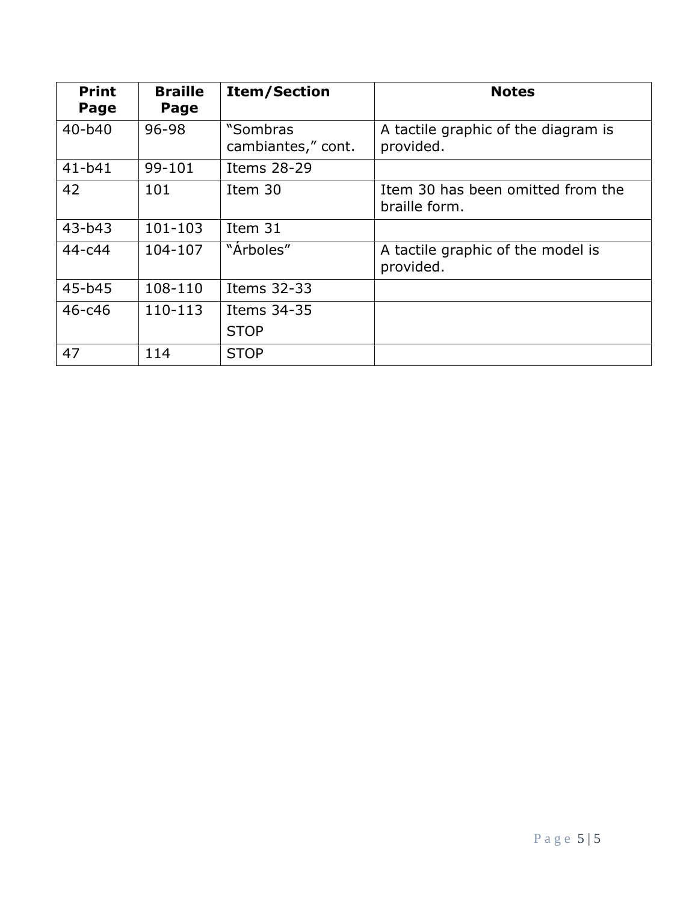| Print Page | Braille Page | Item/Section | Notes |
|---|---|---|---|
| 40-b40 | 96-98 | "Sombras cambiantes," cont. | A tactile graphic of the diagram is provided. |
| 41-b41 | 99-101 | Items 28-29 | |
| 42 | 101 | Item 30 | Item 30 has been omitted from the braille form. |
| 43-b43 | 101-103 | Item 31 | |
| 44-c44 | 104-107 | "Árboles" | A tactile graphic of the model is provided. |
| 45-b45 | 108-110 | Items 32-33 | |
| 46-c46 | 110-113 | Items 34-35<br>STOP | |
| 47 | 114 | STOP | |